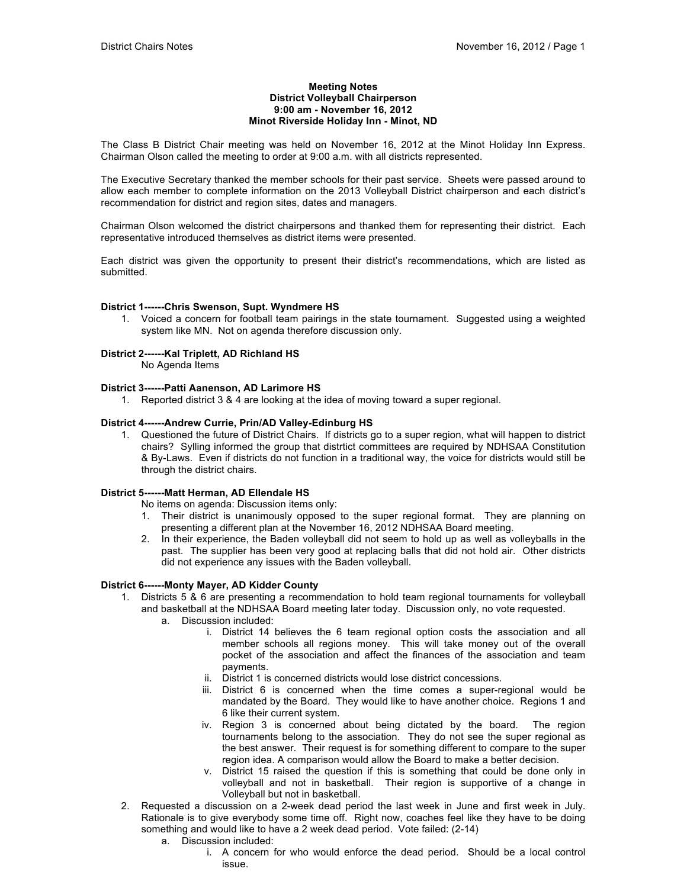**Meeting Notes**
**District Volleyball Chairperson**
**9:00 am - November 16, 2012**
**Minot Riverside Holiday Inn - Minot, ND**

The Class B District Chair meeting was held on November 16, 2012 at the Minot Holiday Inn Express. Chairman Olson called the meeting to order at 9:00 a.m. with all districts represented.

The Executive Secretary thanked the member schools for their past service. Sheets were passed around to allow each member to complete information on the 2013 Volleyball District chairperson and each district's recommendation for district and region sites, dates and managers.

Chairman Olson welcomed the district chairpersons and thanked them for representing their district. Each representative introduced themselves as district items were presented.

Each district was given the opportunity to present their district's recommendations, which are listed as submitted.

**District 1------Chris Swenson, Supt. Wyndmere HS**

1. Voiced a concern for football team pairings in the state tournament. Suggested using a weighted system like MN. Not on agenda therefore discussion only.

**District 2------Kal Triplett, AD Richland HS**

No Agenda Items

**District 3------Patti Aanenson, AD Larimore HS**

1. Reported district 3 & 4 are looking at the idea of moving toward a super regional.

**District 4------Andrew Currie, Prin/AD Valley-Edinburg HS**

1. Questioned the future of District Chairs. If districts go to a super region, what will happen to district chairs? Sylling informed the group that distrtict committees are required by NDHSAA Constitution & By-Laws. Even if districts do not function in a traditional way, the voice for districts would still be through the district chairs.

**District 5------Matt Herman, AD Ellendale HS**

No items on agenda: Discussion items only:

1. Their district is unanimously opposed to the super regional format. They are planning on presenting a different plan at the November 16, 2012 NDHSAA Board meeting.
2. In their experience, the Baden volleyball did not seem to hold up as well as volleyballs in the past. The supplier has been very good at replacing balls that did not hold air. Other districts did not experience any issues with the Baden volleyball.

**District 6------Monty Mayer, AD Kidder County**

1. Districts 5 & 6 are presenting a recommendation to hold team regional tournaments for volleyball and basketball at the NDHSAA Board meeting later today. Discussion only, no vote requested.
   a. Discussion included:
      i. District 14 believes the 6 team regional option costs the association and all member schools all regions money. This will take money out of the overall pocket of the association and affect the finances of the association and team payments.
      ii. District 1 is concerned districts would lose district concessions.
      iii. District 6 is concerned when the time comes a super-regional would be mandated by the Board. They would like to have another choice. Regions 1 and 6 like their current system.
      iv. Region 3 is concerned about being dictated by the board. The region tournaments belong to the association. They do not see the super regional as the best answer. Their request is for something different to compare to the super region idea. A comparison would allow the Board to make a better decision.
      v. District 15 raised the question if this is something that could be done only in volleyball and not in basketball. Their region is supportive of a change in Volleyball but not in basketball.
2. Requested a discussion on a 2-week dead period the last week in June and first week in July. Rationale is to give everybody some time off. Right now, coaches feel like they have to be doing something and would like to have a 2 week dead period. Vote failed: (2-14)
   a. Discussion included:
      i. A concern for who would enforce the dead period. Should be a local control issue.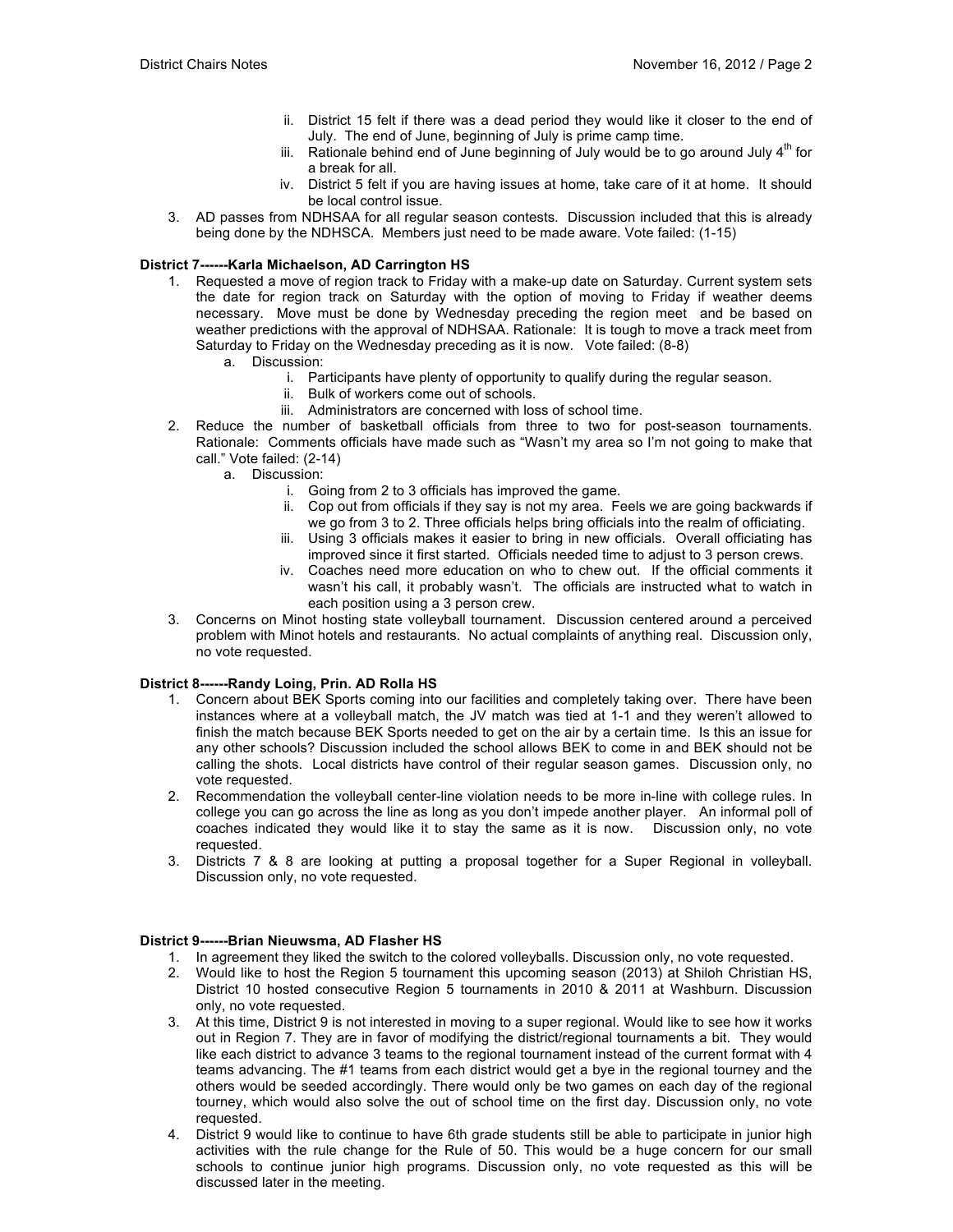ii. District 15 felt if there was a dead period they would like it closer to the end of July. The end of June, beginning of July is prime camp time.
   iii. Rationale behind end of June beginning of July would be to go around July 4th for a break for all.
   iv. District 5 felt if you are having issues at home, take care of it at home. It should be local control issue.

3. AD passes from NDHSAA for all regular season contests. Discussion included that this is already being done by the NDHSCA. Members just need to be made aware. Vote failed: (1-15)

**District 7------Karla Michaelson, AD Carrington HS**

1. Requested a move of region track to Friday with a make-up date on Saturday. Current system sets the date for region track on Saturday with the option of moving to Friday if weather deems necessary. Move must be done by Wednesday preceding the region meet and be based on weather predictions with the approval of NDHSAA. Rationale: It is tough to move a track meet from Saturday to Friday on the Wednesday preceding as it is now. Vote failed: (8-8)
   a. Discussion:
      i. Participants have plenty of opportunity to qualify during the regular season.
      ii. Bulk of workers come out of schools.
      iii. Administrators are concerned with loss of school time.
2. Reduce the number of basketball officials from three to two for post-season tournaments. Rationale: Comments officials have made such as "Wasn't my area so I'm not going to make that call." Vote failed: (2-14)
   a. Discussion:
      i. Going from 2 to 3 officials has improved the game.
      ii. Cop out from officials if they say is not my area. Feels we are going backwards if we go from 3 to 2. Three officials helps bring officials into the realm of officiating.
      iii. Using 3 officials makes it easier to bring in new officials. Overall officiating has improved since it first started. Officials needed time to adjust to 3 person crews.
      iv. Coaches need more education on who to chew out. If the official comments it wasn't his call, it probably wasn't. The officials are instructed what to watch in each position using a 3 person crew.
3. Concerns on Minot hosting state volleyball tournament. Discussion centered around a perceived problem with Minot hotels and restaurants. No actual complaints of anything real. Discussion only, no vote requested.

**District 8------Randy Loing, Prin. AD Rolla HS**

1. Concern about BEK Sports coming into our facilities and completely taking over. There have been instances where at a volleyball match, the JV match was tied at 1-1 and they weren't allowed to finish the match because BEK Sports needed to get on the air by a certain time. Is this an issue for any other schools? Discussion included the school allows BEK to come in and BEK should not be calling the shots. Local districts have control of their regular season games. Discussion only, no vote requested.
2. Recommendation the volleyball center-line violation needs to be more in-line with college rules. In college you can go across the line as long as you don't impede another player. An informal poll of coaches indicated they would like it to stay the same as it is now. Discussion only, no vote requested.
3. Districts 7 & 8 are looking at putting a proposal together for a Super Regional in volleyball. Discussion only, no vote requested.

**District 9------Brian Nieuwsma, AD Flasher HS**

1. In agreement they liked the switch to the colored volleyballs. Discussion only, no vote requested.
2. Would like to host the Region 5 tournament this upcoming season (2013) at Shiloh Christian HS, District 10 hosted consecutive Region 5 tournaments in 2010 & 2011 at Washburn. Discussion only, no vote requested.
3. At this time, District 9 is not interested in moving to a super regional. Would like to see how it works out in Region 7. They are in favor of modifying the district/regional tournaments a bit. They would like each district to advance 3 teams to the regional tournament instead of the current format with 4 teams advancing. The #1 teams from each district would get a bye in the regional tourney and the others would be seeded accordingly. There would only be two games on each day of the regional tourney, which would also solve the out of school time on the first day. Discussion only, no vote requested.
4. District 9 would like to continue to have 6th grade students still be able to participate in junior high activities with the rule change for the Rule of 50. This would be a huge concern for our small schools to continue junior high programs. Discussion only, no vote requested as this will be discussed later in the meeting.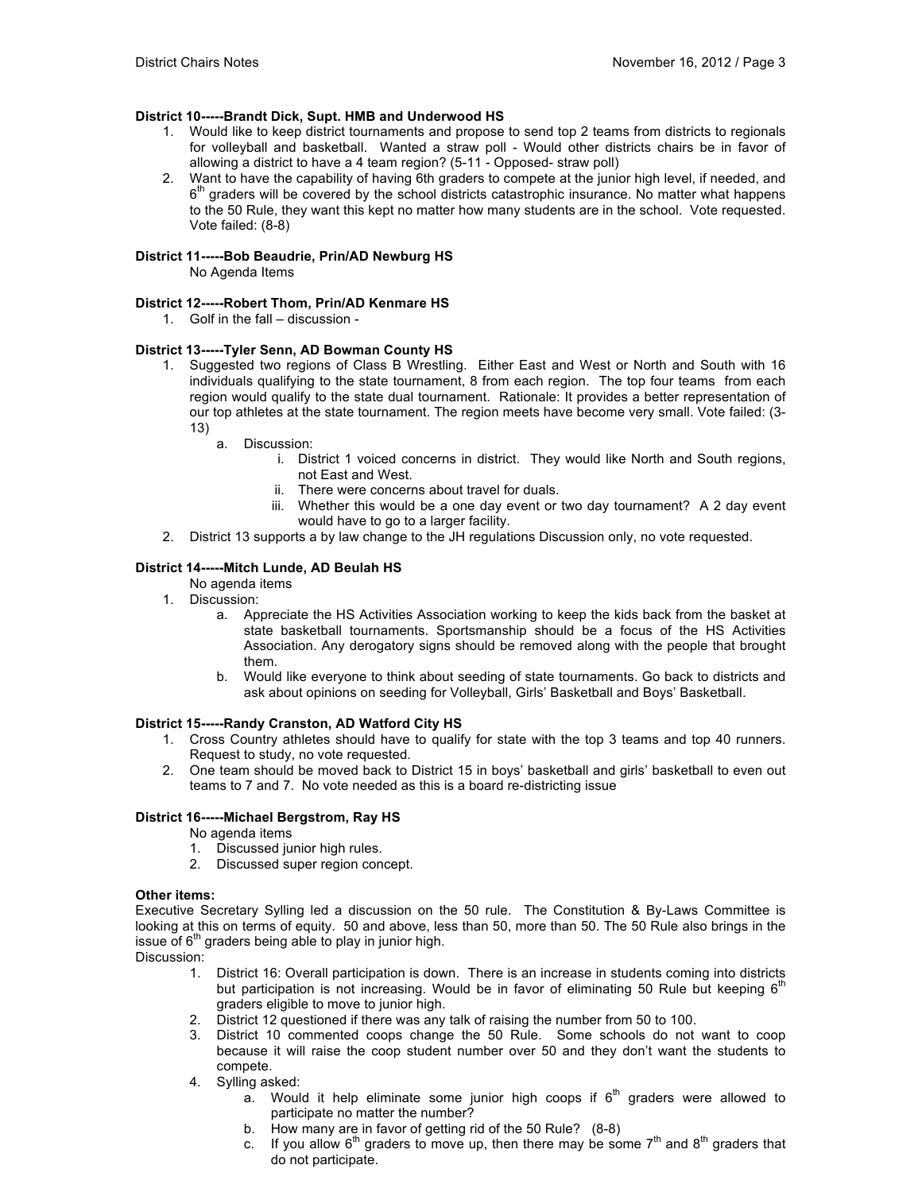**District 10-----Brandt Dick, Supt. HMB and Underwood HS**

1. Would like to keep district tournaments and propose to send top 2 teams from districts to regionals for volleyball and basketball. Wanted a straw poll - Would other districts chairs be in favor of allowing a district to have a 4 team region? (5-11 - Opposed- straw poll)
2. Want to have the capability of having 6th graders to compete at the junior high level, if needed, and $6^{th}$ graders will be covered by the school districts catastrophic insurance. No matter what happens to the 50 Rule, they want this kept no matter how many students are in the school. Vote requested. Vote failed: (8-8)

**District 11-----Bob Beaudrie, Prin/AD Newburg HS**

No Agenda Items

**District 12-----Robert Thom, Prin/AD Kenmare HS**

1. Golf in the fall – discussion -

**District 13-----Tyler Senn, AD Bowman County HS**

1. Suggested two regions of Class B Wrestling. Either East and West or North and South with 16 individuals qualifying to the state tournament, 8 from each region. The top four teams from each region would qualify to the state dual tournament. Rationale: It provides a better representation of our top athletes at the state tournament. The region meets have become very small. Vote failed: (3-13)
   a. Discussion:
      i. District 1 voiced concerns in district. They would like North and South regions, not East and West.
      ii. There were concerns about travel for duals.
      iii. Whether this would be a one day event or two day tournament? A 2 day event would have to go to a larger facility.
2. District 13 supports a by law change to the JH regulations Discussion only, no vote requested.

**District 14-----Mitch Lunde, AD Beulah HS**

No agenda items

1. Discussion:
   a. Appreciate the HS Activities Association working to keep the kids back from the basket at state basketball tournaments. Sportsmanship should be a focus of the HS Activities Association. Any derogatory signs should be removed along with the people that brought them.
   b. Would like everyone to think about seeding of state tournaments. Go back to districts and ask about opinions on seeding for Volleyball, Girls' Basketball and Boys' Basketball.

**District 15-----Randy Cranston, AD Watford City HS**

1. Cross Country athletes should have to qualify for state with the top 3 teams and top 40 runners. Request to study, no vote requested.
2. One team should be moved back to District 15 in boys' basketball and girls' basketball to even out teams to 7 and 7. No vote needed as this is a board re-districting issue

**District 16-----Michael Bergstrom, Ray HS**

No agenda items

1. Discussed junior high rules.
2. Discussed super region concept.

**Other items:**

Executive Secretary Sylling led a discussion on the 50 rule. The Constitution & By-Laws Committee is looking at this on terms of equity. 50 and above, less than 50, more than 50. The 50 Rule also brings in the issue of $6^{th}$ graders being able to play in junior high.

Discussion:

1. District 16: Overall participation is down. There is an increase in students coming into districts but participation is not increasing. Would be in favor of eliminating 50 Rule but keeping $6^{th}$ graders eligible to move to junior high.
2. District 12 questioned if there was any talk of raising the number from 50 to 100.
3. District 10 commented coops change the 50 Rule. Some schools do not want to coop because it will raise the coop student number over 50 and they don't want the students to compete.
4. Sylling asked:
   a. Would it help eliminate some junior high coops if $6^{th}$ graders were allowed to participate no matter the number?
   b. How many are in favor of getting rid of the 50 Rule? (8-8)
   c. If you allow $6^{th}$ graders to move up, then there may be some $7^{th}$ and $8^{th}$ graders that do not participate.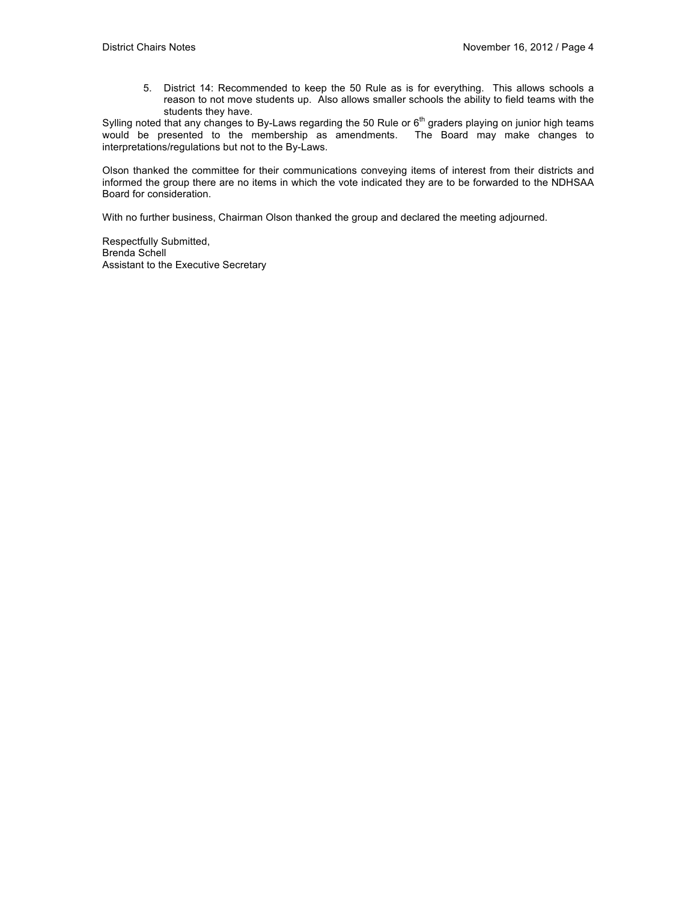5. District 14: Recommended to keep the 50 Rule as is for everything. This allows schools a reason to not move students up. Also allows smaller schools the ability to field teams with the students they have.

Sylling noted that any changes to By-Laws regarding the 50 Rule or 6$^{th}$ graders playing on junior high teams would be presented to the membership as amendments. The Board may make changes to interpretations/regulations but not to the By-Laws.

Olson thanked the committee for their communications conveying items of interest from their districts and informed the group there are no items in which the vote indicated they are to be forwarded to the NDHSAA Board for consideration.

With no further business, Chairman Olson thanked the group and declared the meeting adjourned.

Respectfully Submitted,
Brenda Schell
Assistant to the Executive Secretary